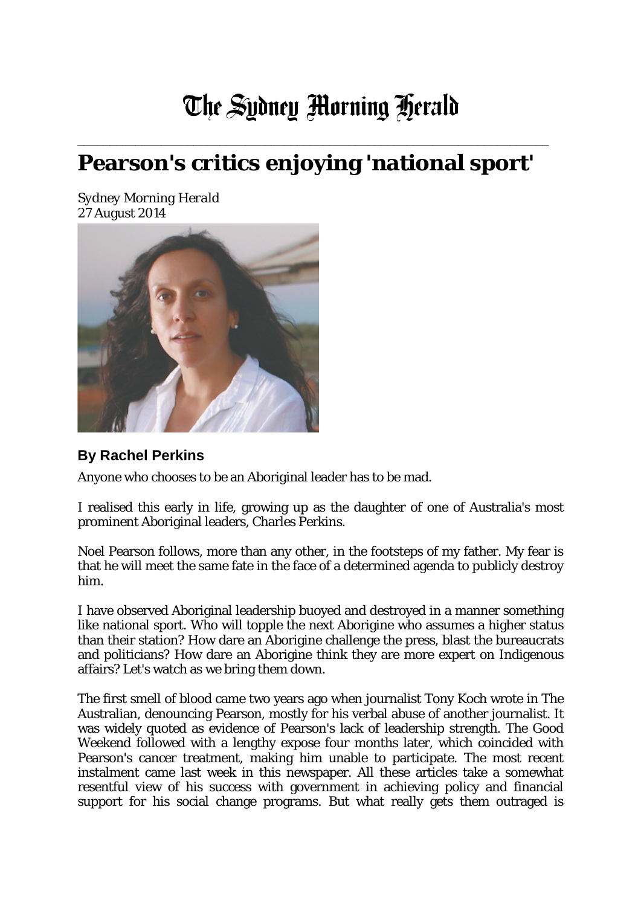# The Sydney Morning Herald

## Pearson's critics enjoying 'national sport'

Sydney Morning Herald
27 August 2014

### By Rachel Perkins

Anyone who chooses to be an Aboriginal leader has to be mad.

I realised this early in life, growing up as the daughter of one of Australia's most prominent Aboriginal leaders, Charles Perkins.

Noel Pearson follows, more than any other, in the footsteps of my father. My fear is that he will meet the same fate in the face of a determined agenda to publicly destroy him.

I have observed Aboriginal leadership buoyed and destroyed in a manner something like national sport. Who will topple the next Aborigine who assumes a higher status than their station? How dare an Aborigine challenge the press, blast the bureaucrats and politicians? How dare an Aborigine think they are more expert on Indigenous affairs? Let's watch as we bring them down.

The first smell of blood came two years ago when journalist Tony Koch wrote in The Australian, denouncing Pearson, mostly for his verbal abuse of another journalist. It was widely quoted as evidence of Pearson's lack of leadership strength. The Good Weekend followed with a lengthy expose four months later, which coincided with Pearson's cancer treatment, making him unable to participate. The most recent instalment came last week in this newspaper. All these articles take a somewhat resentful view of his success with government in achieving policy and financial support for his social change programs. But what really gets them outraged is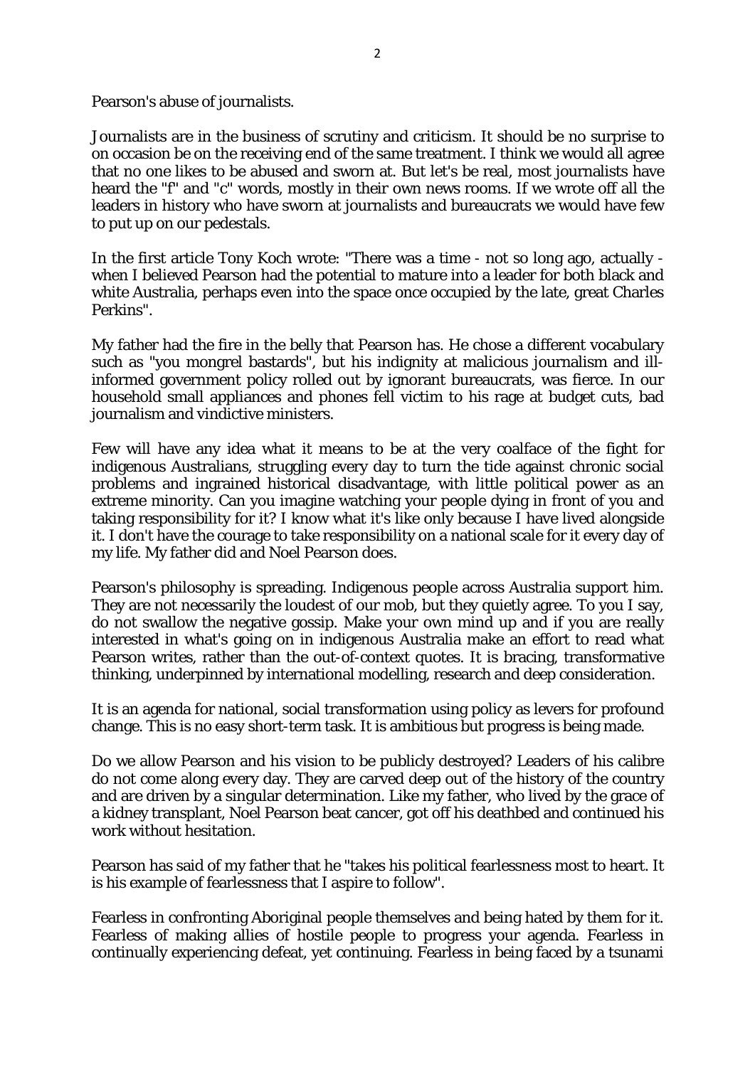Pearson's abuse of journalists.

Journalists are in the business of scrutiny and criticism. It should be no surprise to on occasion be on the receiving end of the same treatment. I think we would all agree that no one likes to be abused and sworn at. But let's be real, most journalists have heard the "f" and "c" words, mostly in their own news rooms. If we wrote off all the leaders in history who have sworn at journalists and bureaucrats we would have few to put up on our pedestals.

In the first article Tony Koch wrote: "There was a time - not so long ago, actually - when I believed Pearson had the potential to mature into a leader for both black and white Australia, perhaps even into the space once occupied by the late, great Charles Perkins".

My father had the fire in the belly that Pearson has. He chose a different vocabulary such as "you mongrel bastards", but his indignity at malicious journalism and ill-informed government policy rolled out by ignorant bureaucrats, was fierce. In our household small appliances and phones fell victim to his rage at budget cuts, bad journalism and vindictive ministers.

Few will have any idea what it means to be at the very coalface of the fight for indigenous Australians, struggling every day to turn the tide against chronic social problems and ingrained historical disadvantage, with little political power as an extreme minority. Can you imagine watching your people dying in front of you and taking responsibility for it? I know what it's like only because I have lived alongside it. I don't have the courage to take responsibility on a national scale for it every day of my life. My father did and Noel Pearson does.

Pearson's philosophy is spreading. Indigenous people across Australia support him. They are not necessarily the loudest of our mob, but they quietly agree. To you I say, do not swallow the negative gossip. Make your own mind up and if you are really interested in what's going on in indigenous Australia make an effort to read what Pearson writes, rather than the out-of-context quotes. It is bracing, transformative thinking, underpinned by international modelling, research and deep consideration.

It is an agenda for national, social transformation using policy as levers for profound change. This is no easy short-term task. It is ambitious but progress is being made.

Do we allow Pearson and his vision to be publicly destroyed? Leaders of his calibre do not come along every day. They are carved deep out of the history of the country and are driven by a singular determination. Like my father, who lived by the grace of a kidney transplant, Noel Pearson beat cancer, got off his deathbed and continued his work without hesitation.

Pearson has said of my father that he "takes his political fearlessness most to heart. It is his example of fearlessness that I aspire to follow".

Fearless in confronting Aboriginal people themselves and being hated by them for it. Fearless of making allies of hostile people to progress your agenda. Fearless in continually experiencing defeat, yet continuing. Fearless in being faced by a tsunami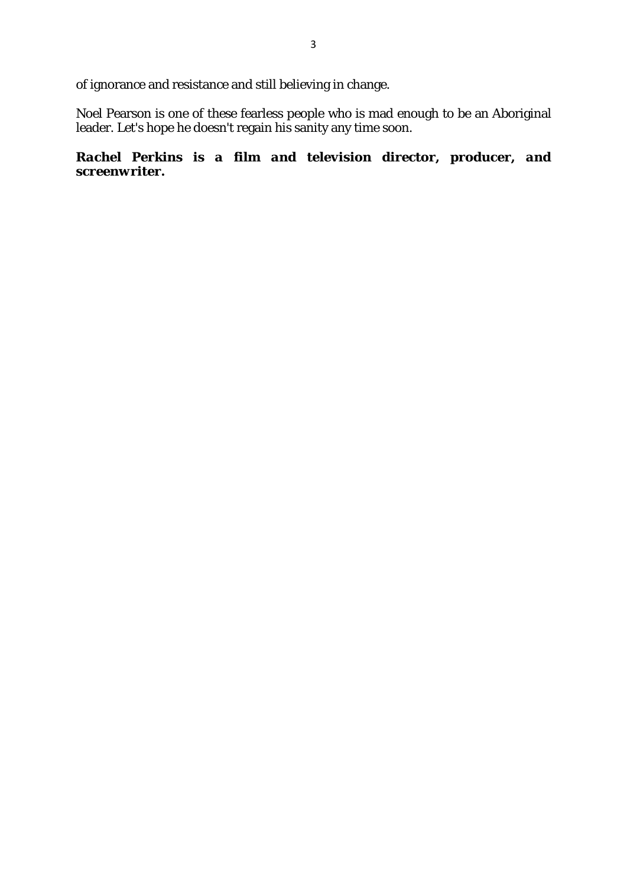of ignorance and resistance and still believing in change.

Noel Pearson is one of these fearless people who is mad enough to be an Aboriginal leader. Let's hope he doesn't regain his sanity any time soon.

***Rachel Perkins is a film and television director, producer, and screenwriter.***